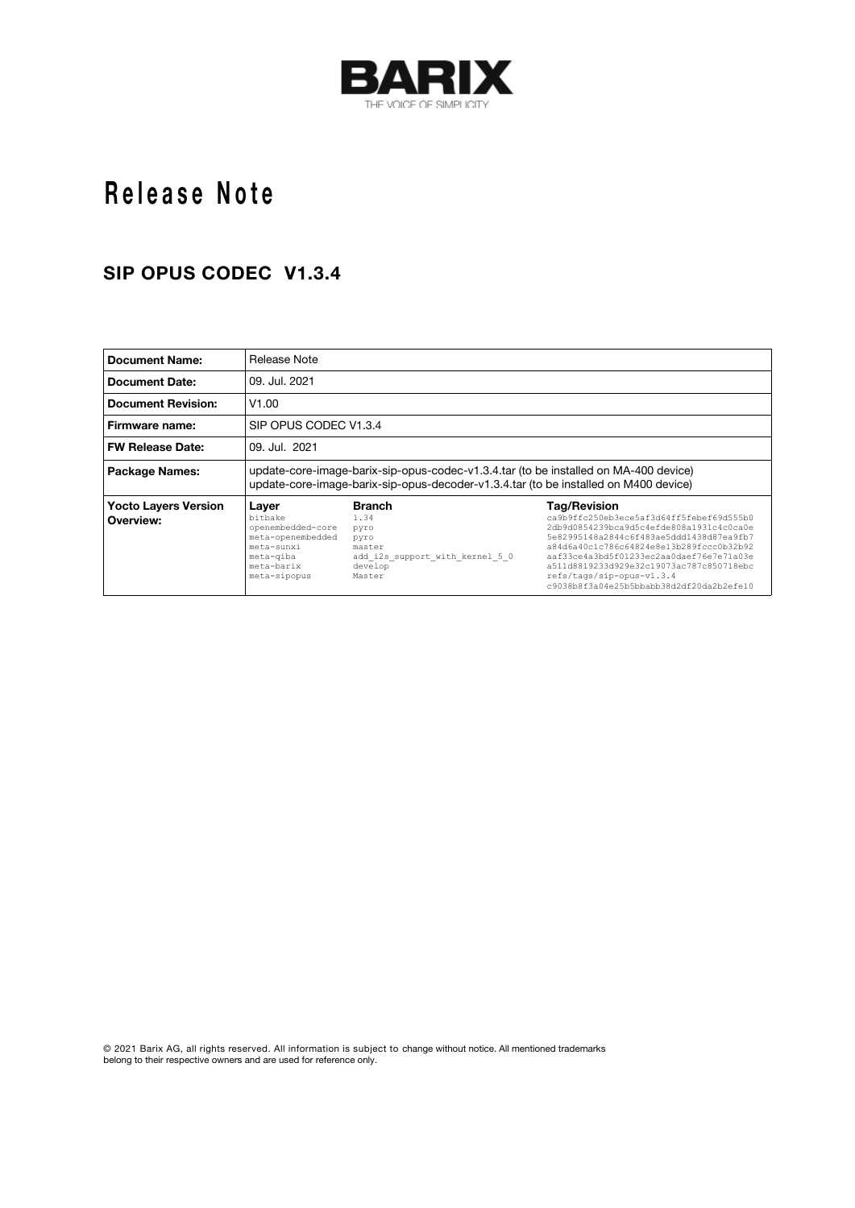BARIX

THE VOICE OF SIMPLICITY

# Release Note

## SIP OPUS CODEC V1.3.4

| **Document Name:** | Release Note | |
|---|---|---|
| **Document Date:** | 09. Jul. 2021 | |
| **Document Revision:** | V1.00 | |
| **Firmware name:** | SIP OPUS CODEC V1.3.4 | |
| **FW Release Date:** | 09. Jul. 2021 | |
| **Package Names:** | update-core-image-barix-sip-opus-codec-v1.3.4.tar (to be installed on MA-400 device)<br>update-core-image-barix-sip-opus-decoder-v1.3.4.tar (to be installed on M400 device) | |
| **Yocto Layers Version Overview:** | | |

| Layer | Branch | Tag/Revision |
|---|---|---|
| bitbake | 1.34 | ca9b9ffc250eb3ece5af3d64ff5febef69d555b0 |
| openembedded-core | pyro | 2db9d0854239bca9d5c4efde808a1931c4c0ca0e |
| meta-openembedded | pyro | 5e82995148a2844c6f483ae5ddd1438d87ea9fb7 |
| meta-sunxi | master | a84d6a40c1c786c64824e8e13b289fccc0b32b92 |
| meta-qiba | add_i2s_support_with_kernel_5_0 | aaf33ce4a3bd5f01233ec2aa0daef76e7e71a03e |
| meta-barix | develop | a511d8819233d929e32c19073ac787c850718ebc |
| meta-sipopus | Master | refs/tags/sip-opus-v1.3.4<br>c9038b8f3a04e25b5bbabb38d2df20da2b2efe10 |

© 2021 Barix AG, all rights reserved. All information is subject to change without notice. All mentioned trademarks belong to their respective owners and are used for reference only.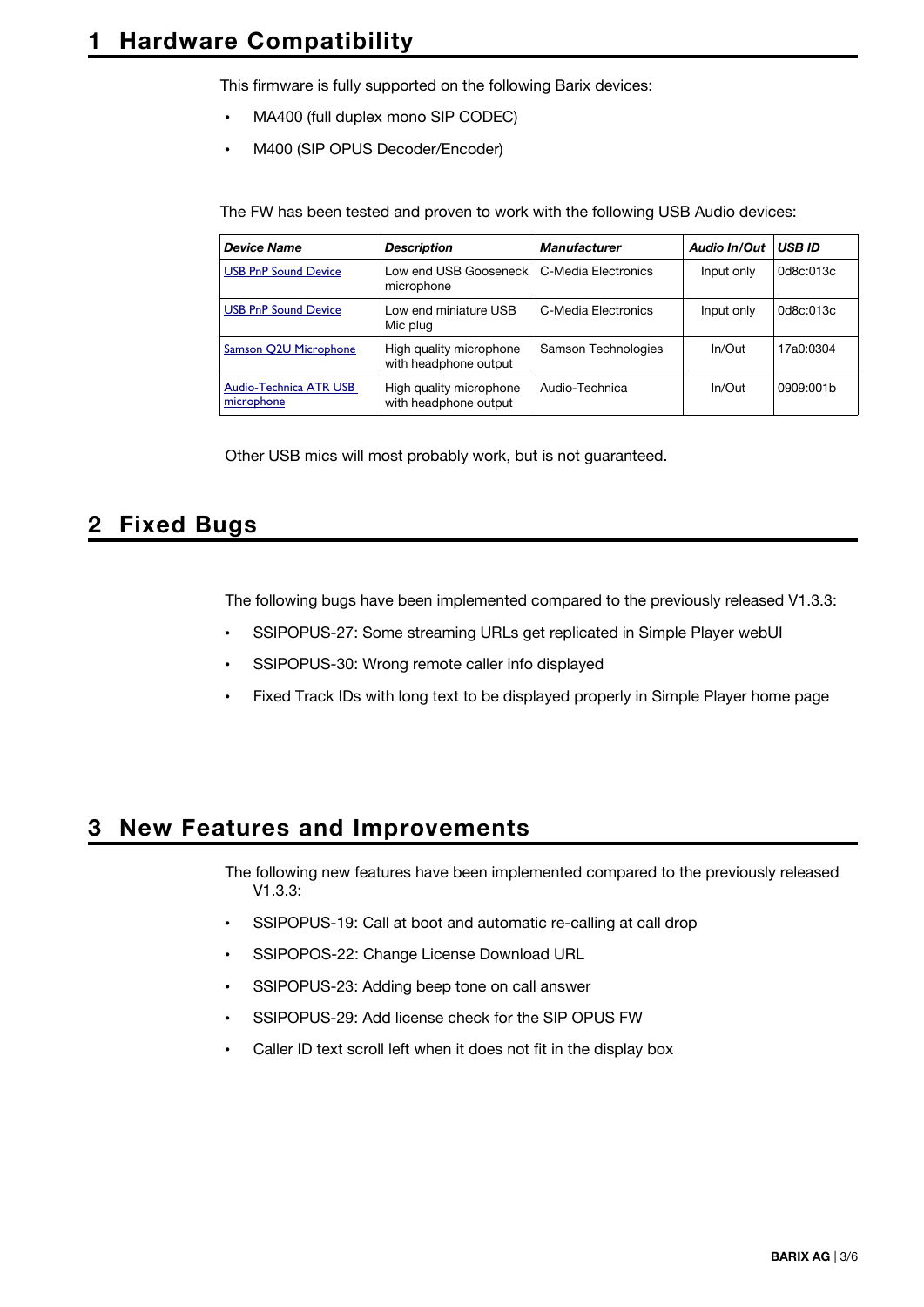# 1 Hardware Compatibility

This firmware is fully supported on the following Barix devices:

- MA400 (full duplex mono SIP CODEC)
- M400 (SIP OPUS Decoder/Encoder)

The FW has been tested and proven to work with the following USB Audio devices:

| *Device Name* | *Description* | *Manufacturer* | *Audio In/Out* | *USB ID* |
|---|---|---|---|---|
| USB PnP Sound Device | Low end USB Gooseneck microphone | C-Media Electronics | Input only | 0d8c:013c |
| USB PnP Sound Device | Low end miniature USB Mic plug | C-Media Electronics | Input only | 0d8c:013c |
| Samson Q2U Microphone | High quality microphone with headphone output | Samson Technologies | In/Out | 17a0:0304 |
| Audio-Technica ATR USB microphone | High quality microphone with headphone output | Audio-Technica | In/Out | 0909:001b |

Other USB mics will most probably work, but is not guaranteed.

# 2 Fixed Bugs

The following bugs have been implemented compared to the previously released V1.3.3:

- SSIPOPUS-27: Some streaming URLs get replicated in Simple Player webUI
- SSIPOPUS-30: Wrong remote caller info displayed
- Fixed Track IDs with long text to be displayed properly in Simple Player home page

# 3 New Features and Improvements

The following new features have been implemented compared to the previously released V1.3.3:

- SSIPOPUS-19: Call at boot and automatic re-calling at call drop
- SSIPOPOS-22: Change License Download URL
- SSIPOPUS-23: Adding beep tone on call answer
- SSIPOPUS-29: Add license check for the SIP OPUS FW
- Caller ID text scroll left when it does not fit in the display box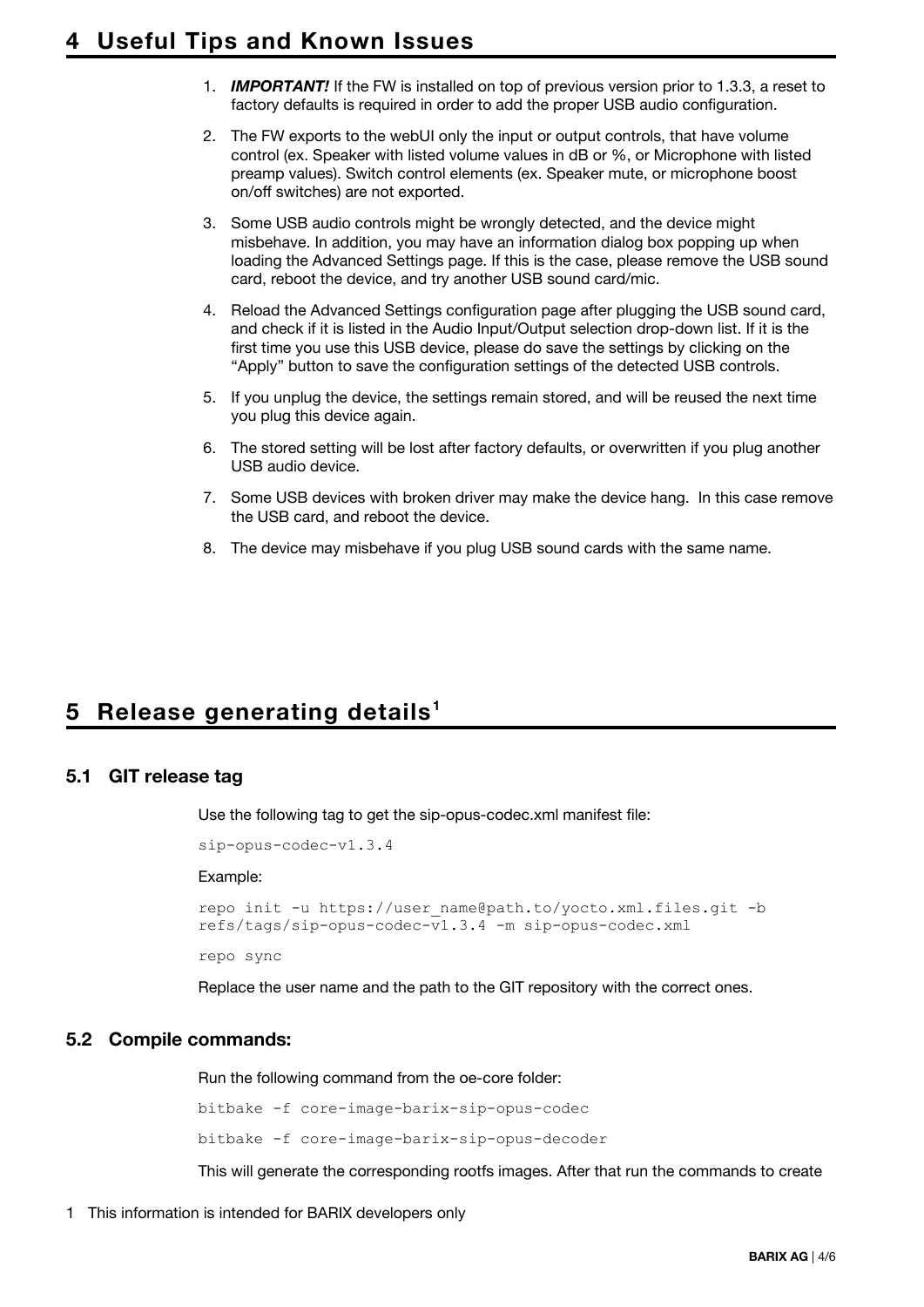# 4 Useful Tips and Known Issues

1. ***IMPORTANT!*** If the FW is installed on top of previous version prior to 1.3.3, a reset to factory defaults is required in order to add the proper USB audio configuration.

2. The FW exports to the webUI only the input or output controls, that have volume control (ex. Speaker with listed volume values in dB or %, or Microphone with listed preamp values). Switch control elements (ex. Speaker mute, or microphone boost on/off switches) are not exported.

3. Some USB audio controls might be wrongly detected, and the device might misbehave. In addition, you may have an information dialog box popping up when loading the Advanced Settings page. If this is the case, please remove the USB sound card, reboot the device, and try another USB sound card/mic.

4. Reload the Advanced Settings configuration page after plugging the USB sound card, and check if it is listed in the Audio Input/Output selection drop-down list. If it is the first time you use this USB device, please do save the settings by clicking on the "Apply" button to save the configuration settings of the detected USB controls.

5. If you unplug the device, the settings remain stored, and will be reused the next time you plug this device again.

6. The stored setting will be lost after factory defaults, or overwritten if you plug another USB audio device.

7. Some USB devices with broken driver may make the device hang. In this case remove the USB card, and reboot the device.

8. The device may misbehave if you plug USB sound cards with the same name.

# 5 Release generating details[1]

## 5.1 GIT release tag

Use the following tag to get the sip-opus-codec.xml manifest file:

```
sip-opus-codec-v1.3.4
```

Example:

```
repo init -u https://user_name@path.to/yocto.xml.files.git -b
refs/tags/sip-opus-codec-v1.3.4 -m sip-opus-codec.xml

repo sync
```

Replace the user name and the path to the GIT repository with the correct ones.

## 5.2 Compile commands:

Run the following command from the oe-core folder:

```
bitbake -f core-image-barix-sip-opus-codec

bitbake -f core-image-barix-sip-opus-decoder
```

This will generate the corresponding rootfs images. After that run the commands to create

[1] This information is intended for BARIX developers only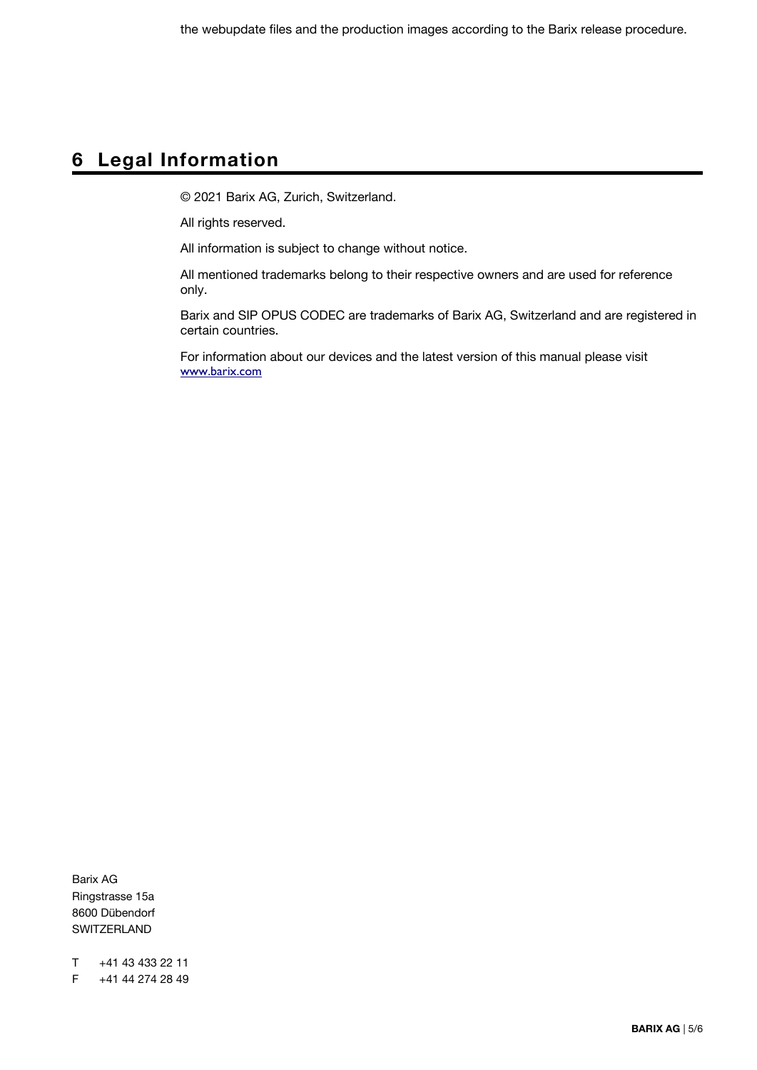the webupdate files and the production images according to the Barix release procedure.

# 6 Legal Information

© 2021 Barix AG, Zurich, Switzerland.

All rights reserved.

All information is subject to change without notice.

All mentioned trademarks belong to their respective owners and are used for reference only.

Barix and SIP OPUS CODEC are trademarks of Barix AG, Switzerland and are registered in certain countries.

For information about our devices and the latest version of this manual please visit www.barix.com

Barix AG
Ringstrasse 15a
8600 Dübendorf
SWITZERLAND

T +41 43 433 22 11
F +41 44 274 28 49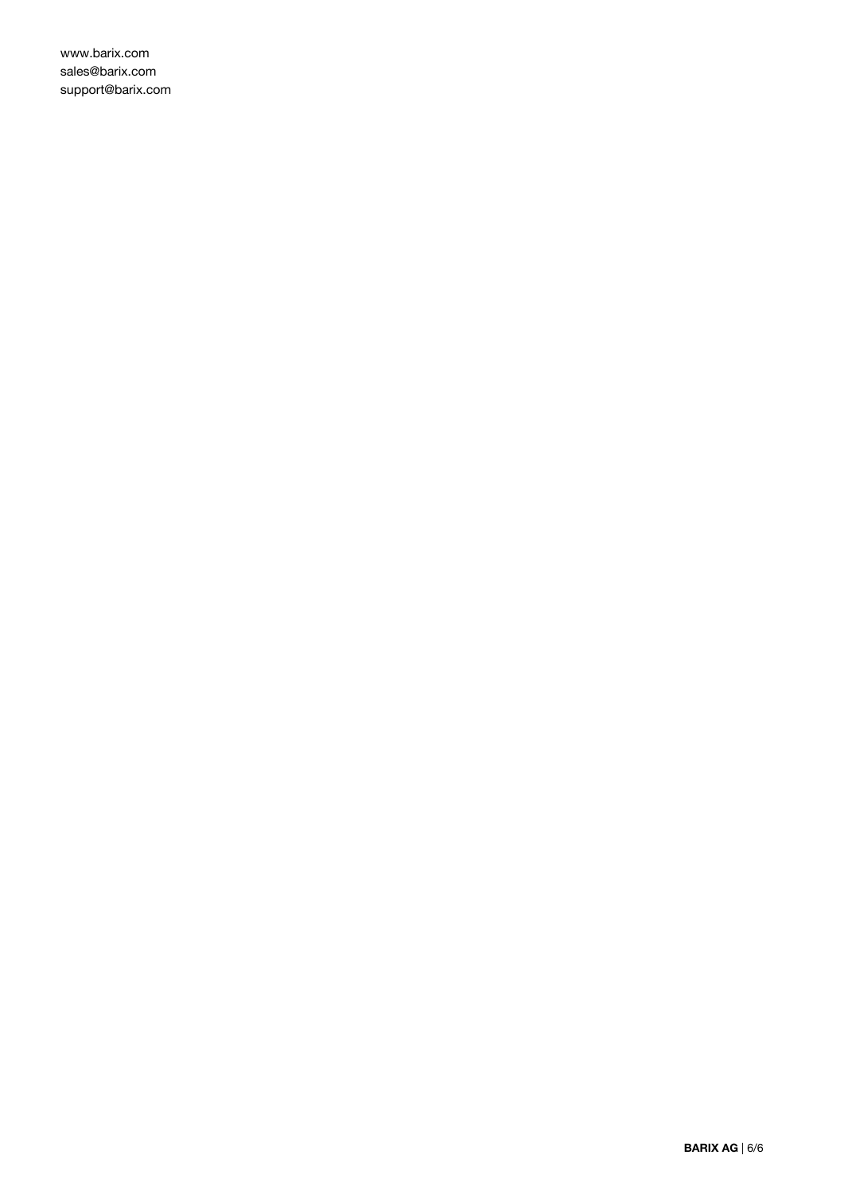www.barix.com
sales@barix.com
support@barix.com